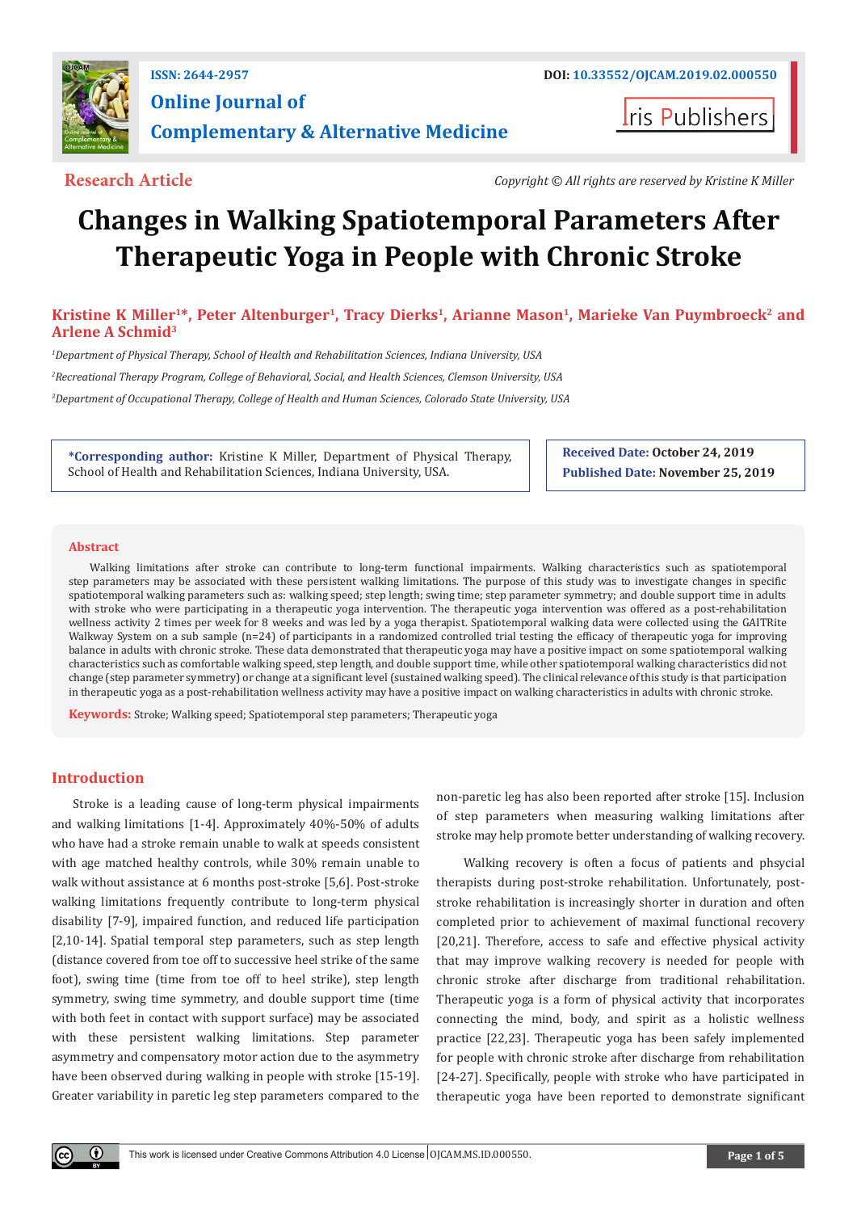ISSN: 2644-2957

DOI: 10.33552/OJCAM.2019.02.000550

**Online Journal of Complementary & Alternative Medicine**

Iris Publishers

**Research Article**

*Copyright © All rights are reserved by Kristine K Miller*

# Changes in Walking Spatiotemporal Parameters After Therapeutic Yoga in People with Chronic Stroke

**Kristine K Miller[1]*, Peter Altenburger[1], Tracy Dierks[1], Arianne Mason[1], Marieke Van Puymbroeck[2] and Arlene A Schmid[3]**

[1]*Department of Physical Therapy, School of Health and Rehabilitation Sciences, Indiana University, USA*

[2]*Recreational Therapy Program, College of Behavioral, Social, and Health Sciences, Clemson University, USA*

[3]*Department of Occupational Therapy, College of Health and Human Sciences, Colorado State University, USA*

**\*Corresponding author:** Kristine K Miller, Department of Physical Therapy, School of Health and Rehabilitation Sciences, Indiana University, USA.

**Received Date:** October 24, 2019

**Published Date:** November 25, 2019

## Abstract

Walking limitations after stroke can contribute to long-term functional impairments. Walking characteristics such as spatiotemporal step parameters may be associated with these persistent walking limitations. The purpose of this study was to investigate changes in specific spatiotemporal walking parameters such as: walking speed; step length; swing time; step parameter symmetry; and double support time in adults with stroke who were participating in a therapeutic yoga intervention. The therapeutic yoga intervention was offered as a post-rehabilitation wellness activity 2 times per week for 8 weeks and was led by a yoga therapist. Spatiotemporal walking data were collected using the GAITRite Walkway System on a sub sample (n=24) of participants in a randomized controlled trial testing the efficacy of therapeutic yoga for improving balance in adults with chronic stroke. These data demonstrated that therapeutic yoga may have a positive impact on some spatiotemporal walking characteristics such as comfortable walking speed, step length, and double support time, while other spatiotemporal walking characteristics did not change (step parameter symmetry) or change at a significant level (sustained walking speed). The clinical relevance of this study is that participation in therapeutic yoga as a post-rehabilitation wellness activity may have a positive impact on walking characteristics in adults with chronic stroke.

**Keywords:** Stroke; Walking speed; Spatiotemporal step parameters; Therapeutic yoga

## Introduction

Stroke is a leading cause of long-term physical impairments and walking limitations [1-4]. Approximately 40%-50% of adults who have had a stroke remain unable to walk at speeds consistent with age matched healthy controls, while 30% remain unable to walk without assistance at 6 months post-stroke [5,6]. Post-stroke walking limitations frequently contribute to long-term physical disability [7-9], impaired function, and reduced life participation [2,10-14]. Spatial temporal step parameters, such as step length (distance covered from toe off to successive heel strike of the same foot), swing time (time from toe off to heel strike), step length symmetry, swing time symmetry, and double support time (time with both feet in contact with support surface) may be associated with these persistent walking limitations. Step parameter asymmetry and compensatory motor action due to the asymmetry have been observed during walking in people with stroke [15-19]. Greater variability in paretic leg step parameters compared to the non-paretic leg has also been reported after stroke [15]. Inclusion of step parameters when measuring walking limitations after stroke may help promote better understanding of walking recovery.

Walking recovery is often a focus of patients and phsycial therapists during post-stroke rehabilitation. Unfortunately, post-stroke rehabilitation is increasingly shorter in duration and often completed prior to achievement of maximal functional recovery [20,21]. Therefore, access to safe and effective physical activity that may improve walking recovery is needed for people with chronic stroke after discharge from traditional rehabilitation. Therapeutic yoga is a form of physical activity that incorporates connecting the mind, body, and spirit as a holistic wellness practice [22,23]. Therapeutic yoga has been safely implemented for people with chronic stroke after discharge from rehabilitation [24-27]. Specifically, people with stroke who have participated in therapeutic yoga have been reported to demonstrate significant

This work is licensed under Creative Commons Attribution 4.0 License OJCAM.MS.ID.000550.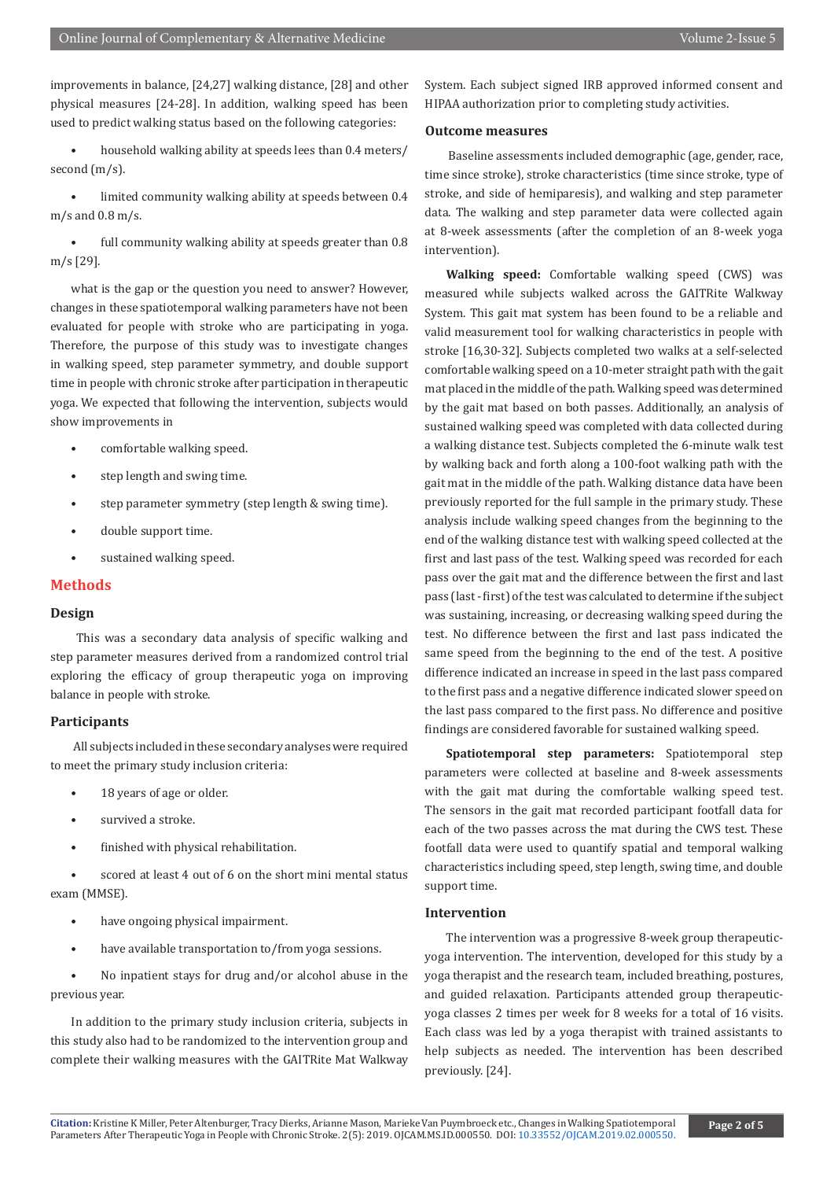improvements in balance, [24,27] walking distance, [28] and other physical measures [24-28]. In addition, walking speed has been used to predict walking status based on the following categories:

- household walking ability at speeds lees than 0.4 meters/second (m/s).
- limited community walking ability at speeds between 0.4 m/s and 0.8 m/s.
- full community walking ability at speeds greater than 0.8 m/s [29].

what is the gap or the question you need to answer? However, changes in these spatiotemporal walking parameters have not been evaluated for people with stroke who are participating in yoga. Therefore, the purpose of this study was to investigate changes in walking speed, step parameter symmetry, and double support time in people with chronic stroke after participation in therapeutic yoga. We expected that following the intervention, subjects would show improvements in

- comfortable walking speed.
- step length and swing time.
- step parameter symmetry (step length & swing time).
- double support time.
- sustained walking speed.

## Methods

### Design

This was a secondary data analysis of specific walking and step parameter measures derived from a randomized control trial exploring the efficacy of group therapeutic yoga on improving balance in people with stroke.

### Participants

All subjects included in these secondary analyses were required to meet the primary study inclusion criteria:

- 18 years of age or older.
- survived a stroke.
- finished with physical rehabilitation.
- scored at least 4 out of 6 on the short mini mental status exam (MMSE).
- have ongoing physical impairment.
- have available transportation to/from yoga sessions.
- No inpatient stays for drug and/or alcohol abuse in the previous year.

In addition to the primary study inclusion criteria, subjects in this study also had to be randomized to the intervention group and complete their walking measures with the GAITRite Mat Walkway System. Each subject signed IRB approved informed consent and HIPAA authorization prior to completing study activities.

### Outcome measures

Baseline assessments included demographic (age, gender, race, time since stroke), stroke characteristics (time since stroke, type of stroke, and side of hemiparesis), and walking and step parameter data. The walking and step parameter data were collected again at 8-week assessments (after the completion of an 8-week yoga intervention).

**Walking speed:** Comfortable walking speed (CWS) was measured while subjects walked across the GAITRite Walkway System. This gait mat system has been found to be a reliable and valid measurement tool for walking characteristics in people with stroke [16,30-32]. Subjects completed two walks at a self-selected comfortable walking speed on a 10-meter straight path with the gait mat placed in the middle of the path. Walking speed was determined by the gait mat based on both passes. Additionally, an analysis of sustained walking speed was completed with data collected during a walking distance test. Subjects completed the 6-minute walk test by walking back and forth along a 100-foot walking path with the gait mat in the middle of the path. Walking distance data have been previously reported for the full sample in the primary study. These analysis include walking speed changes from the beginning to the end of the walking distance test with walking speed collected at the first and last pass of the test. Walking speed was recorded for each pass over the gait mat and the difference between the first and last pass (last - first) of the test was calculated to determine if the subject was sustaining, increasing, or decreasing walking speed during the test. No difference between the first and last pass indicated the same speed from the beginning to the end of the test. A positive difference indicated an increase in speed in the last pass compared to the first pass and a negative difference indicated slower speed on the last pass compared to the first pass. No difference and positive findings are considered favorable for sustained walking speed.

**Spatiotemporal step parameters:** Spatiotemporal step parameters were collected at baseline and 8-week assessments with the gait mat during the comfortable walking speed test. The sensors in the gait mat recorded participant footfall data for each of the two passes across the mat during the CWS test. These footfall data were used to quantify spatial and temporal walking characteristics including speed, step length, swing time, and double support time.

### Intervention

The intervention was a progressive 8-week group therapeutic-yoga intervention. The intervention, developed for this study by a yoga therapist and the research team, included breathing, postures, and guided relaxation. Participants attended group therapeutic-yoga classes 2 times per week for 8 weeks for a total of 16 visits. Each class was led by a yoga therapist with trained assistants to help subjects as needed. The intervention has been described previously. [24].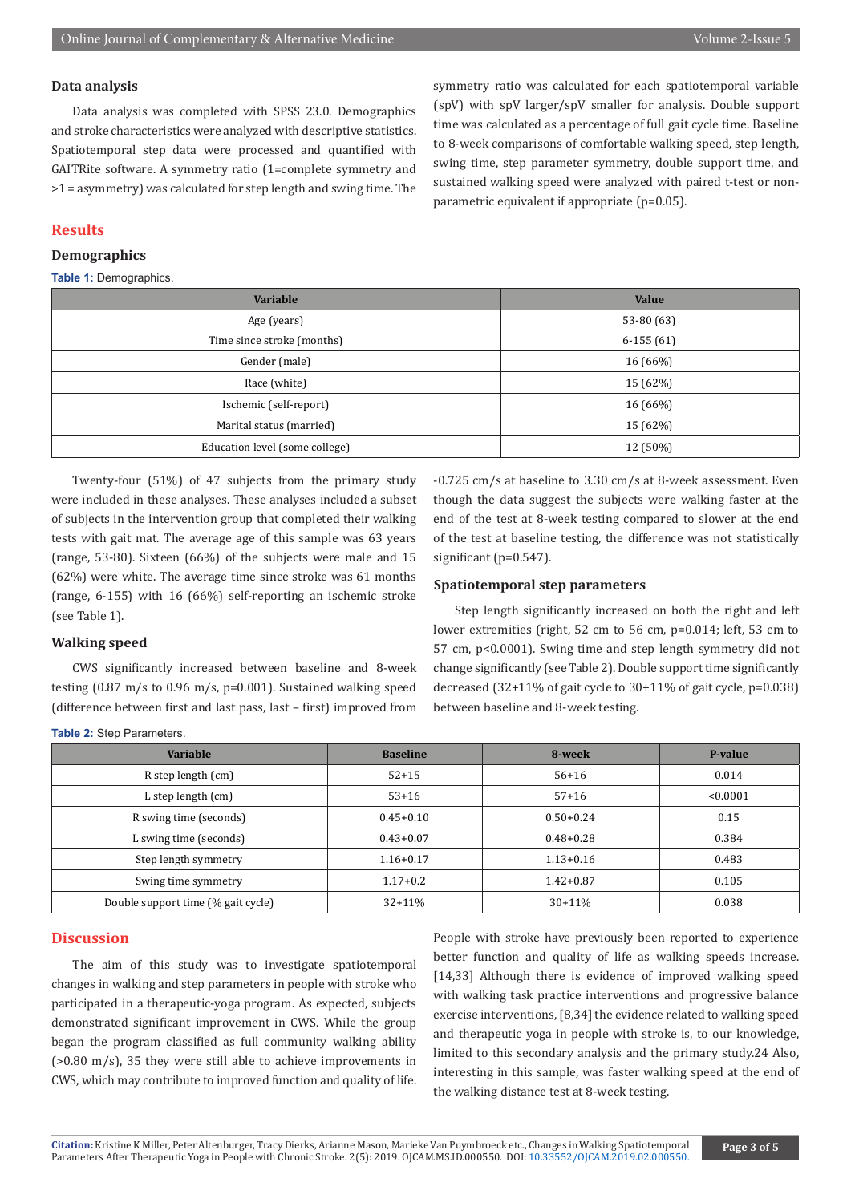### Data analysis

Data analysis was completed with SPSS 23.0. Demographics and stroke characteristics were analyzed with descriptive statistics. Spatiotemporal step data were processed and quantified with GAITRite software. A symmetry ratio (1=complete symmetry and >1 = asymmetry) was calculated for step length and swing time. The symmetry ratio was calculated for each spatiotemporal variable (spV) with spV larger/spV smaller for analysis. Double support time was calculated as a percentage of full gait cycle time. Baseline to 8-week comparisons of comfortable walking speed, step length, swing time, step parameter symmetry, double support time, and sustained walking speed were analyzed with paired t-test or non-parametric equivalent if appropriate (p=0.05).

## Results

### Demographics

**Table 1:** Demographics.

| Variable | Value |
|---|---|
| Age (years) | 53-80 (63) |
| Time since stroke (months) | 6-155 (61) |
| Gender (male) | 16 (66%) |
| Race (white) | 15 (62%) |
| Ischemic (self-report) | 16 (66%) |
| Marital status (married) | 15 (62%) |
| Education level (some college) | 12 (50%) |

Twenty-four (51%) of 47 subjects from the primary study were included in these analyses. These analyses included a subset of subjects in the intervention group that completed their walking tests with gait mat. The average age of this sample was 63 years (range, 53-80). Sixteen (66%) of the subjects were male and 15 (62%) were white. The average time since stroke was 61 months (range, 6-155) with 16 (66%) self-reporting an ischemic stroke (see Table 1).

### Walking speed

CWS significantly increased between baseline and 8-week testing (0.87 m/s to 0.96 m/s, p=0.001). Sustained walking speed (difference between first and last pass, last – first) improved from -0.725 cm/s at baseline to 3.30 cm/s at 8-week assessment. Even though the data suggest the subjects were walking faster at the end of the test at 8-week testing compared to slower at the end of the test at baseline testing, the difference was not statistically significant (p=0.547).

### Spatiotemporal step parameters

Step length significantly increased on both the right and left lower extremities (right, 52 cm to 56 cm, p=0.014; left, 53 cm to 57 cm, p<0.0001). Swing time and step length symmetry did not change significantly (see Table 2). Double support time significantly decreased (32+11% of gait cycle to 30+11% of gait cycle, p=0.038) between baseline and 8-week testing.

**Table 2:** Step Parameters.

| Variable | Baseline | 8-week | P-value |
|---|---|---|---|
| R step length (cm) | 52+15 | 56+16 | 0.014 |
| L step length (cm) | 53+16 | 57+16 | <0.0001 |
| R swing time (seconds) | 0.45+0.10 | 0.50+0.24 | 0.15 |
| L swing time (seconds) | 0.43+0.07 | 0.48+0.28 | 0.384 |
| Step length symmetry | 1.16+0.17 | 1.13+0.16 | 0.483 |
| Swing time symmetry | 1.17+0.2 | 1.42+0.87 | 0.105 |
| Double support time (% gait cycle) | 32+11% | 30+11% | 0.038 |

## Discussion

The aim of this study was to investigate spatiotemporal changes in walking and step parameters in people with stroke who participated in a therapeutic-yoga program. As expected, subjects demonstrated significant improvement in CWS. While the group began the program classified as full community walking ability (>0.80 m/s), 35 they were still able to achieve improvements in CWS, which may contribute to improved function and quality of life. People with stroke have previously been reported to experience better function and quality of life as walking speeds increase. [14,33] Although there is evidence of improved walking speed with walking task practice interventions and progressive balance exercise interventions, [8,34] the evidence related to walking speed and therapeutic yoga in people with stroke is, to our knowledge, limited to this secondary analysis and the primary study.24 Also, interesting in this sample, was faster walking speed at the end of the walking distance test at 8-week testing.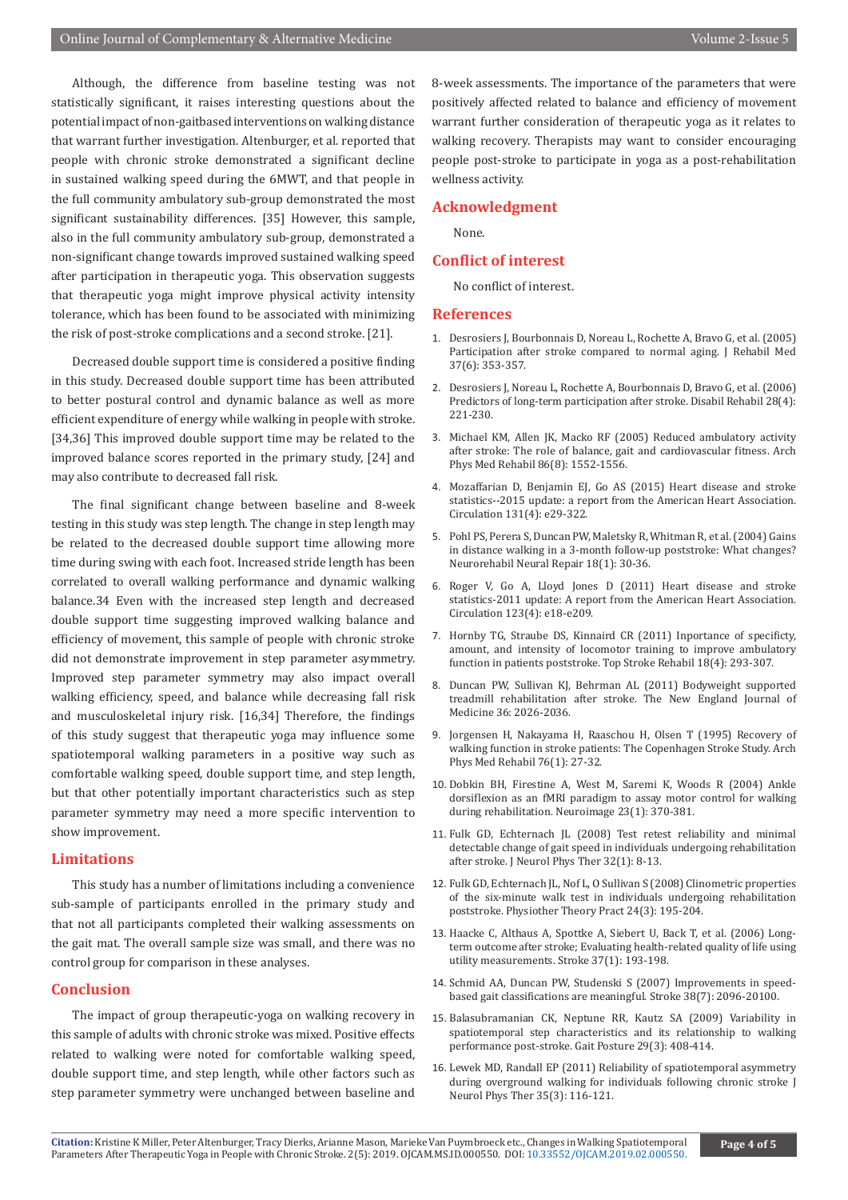Although, the difference from baseline testing was not statistically significant, it raises interesting questions about the potential impact of non-gaitbased interventions on walking distance that warrant further investigation. Altenburger, et al. reported that people with chronic stroke demonstrated a significant decline in sustained walking speed during the 6MWT, and that people in the full community ambulatory sub-group demonstrated the most significant sustainability differences. [35] However, this sample, also in the full community ambulatory sub-group, demonstrated a non-significant change towards improved sustained walking speed after participation in therapeutic yoga. This observation suggests that therapeutic yoga might improve physical activity intensity tolerance, which has been found to be associated with minimizing the risk of post-stroke complications and a second stroke. [21].

Decreased double support time is considered a positive finding in this study. Decreased double support time has been attributed to better postural control and dynamic balance as well as more efficient expenditure of energy while walking in people with stroke. [34,36] This improved double support time may be related to the improved balance scores reported in the primary study, [24] and may also contribute to decreased fall risk.

The final significant change between baseline and 8-week testing in this study was step length. The change in step length may be related to the decreased double support time allowing more time during swing with each foot. Increased stride length has been correlated to overall walking performance and dynamic walking balance.34 Even with the increased step length and decreased double support time suggesting improved walking balance and efficiency of movement, this sample of people with chronic stroke did not demonstrate improvement in step parameter asymmetry. Improved step parameter symmetry may also impact overall walking efficiency, speed, and balance while decreasing fall risk and musculoskeletal injury risk. [16,34] Therefore, the findings of this study suggest that therapeutic yoga may influence some spatiotemporal walking parameters in a positive way such as comfortable walking speed, double support time, and step length, but that other potentially important characteristics such as step parameter symmetry may need a more specific intervention to show improvement.

## Limitations

This study has a number of limitations including a convenience sub-sample of participants enrolled in the primary study and that not all participants completed their walking assessments on the gait mat. The overall sample size was small, and there was no control group for comparison in these analyses.

## Conclusion

The impact of group therapeutic-yoga on walking recovery in this sample of adults with chronic stroke was mixed. Positive effects related to walking were noted for comfortable walking speed, double support time, and step length, while other factors such as step parameter symmetry were unchanged between baseline and 8-week assessments. The importance of the parameters that were positively affected related to balance and efficiency of movement warrant further consideration of therapeutic yoga as it relates to walking recovery. Therapists may want to consider encouraging people post-stroke to participate in yoga as a post-rehabilitation wellness activity.

## Acknowledgment

None.

## Conflict of interest

No conflict of interest.

## References

1. Desrosiers J, Bourbonnais D, Noreau L, Rochette A, Bravo G, et al. (2005) Participation after stroke compared to normal aging. J Rehabil Med 37(6): 353-357.
2. Desrosiers J, Noreau L, Rochette A, Bourbonnais D, Bravo G, et al. (2006) Predictors of long-term participation after stroke. Disabil Rehabil 28(4): 221-230.
3. Michael KM, Allen JK, Macko RF (2005) Reduced ambulatory activity after stroke: The role of balance, gait and cardiovascular fitness. Arch Phys Med Rehabil 86(8): 1552-1556.
4. Mozaffarian D, Benjamin EJ, Go AS (2015) Heart disease and stroke statistics--2015 update: a report from the American Heart Association. Circulation 131(4): e29-322.
5. Pohl PS, Perera S, Duncan PW, Maletsky R, Whitman R, et al. (2004) Gains in distance walking in a 3-month follow-up poststroke: What changes? Neurorehabil Neural Repair 18(1): 30-36.
6. Roger V, Go A, Lloyd Jones D (2011) Heart disease and stroke statistics-2011 update: A report from the American Heart Association. Circulation 123(4): e18-e209.
7. Hornby TG, Straube DS, Kinnaird CR (2011) Inportance of specificty, amount, and intensity of locomotor training to improve ambulatory function in patients poststroke. Top Stroke Rehabil 18(4): 293-307.
8. Duncan PW, Sullivan KJ, Behrman AL (2011) Bodyweight supported treadmill rehabilitation after stroke. The New England Journal of Medicine 36: 2026-2036.
9. Jorgensen H, Nakayama H, Raaschou H, Olsen T (1995) Recovery of walking function in stroke patients: The Copenhagen Stroke Study. Arch Phys Med Rehabil 76(1): 27-32.
10. Dobkin BH, Firestine A, West M, Saremi K, Woods R (2004) Ankle dorsiflexion as an fMRI paradigm to assay motor control for walking during rehabilitation. Neuroimage 23(1): 370-381.
11. Fulk GD, Echternach JL (2008) Test retest reliability and minimal detectable change of gait speed in individuals undergoing rehabilitation after stroke. J Neurol Phys Ther 32(1): 8-13.
12. Fulk GD, Echternach JL, Nof L, O Sullivan S (2008) Clinometric properties of the six-minute walk test in individuals undergoing rehabilitation poststroke. Physiother Theory Pract 24(3): 195-204.
13. Haacke C, Althaus A, Spottke A, Siebert U, Back T, et al. (2006) Long-term outcome after stroke; Evaluating health-related quality of life using utility measurements. Stroke 37(1): 193-198.
14. Schmid AA, Duncan PW, Studenski S (2007) Improvements in speed-based gait classifications are meaningful. Stroke 38(7): 2096-20100.
15. Balasubramanian CK, Neptune RR, Kautz SA (2009) Variability in spatiotemporal step characteristics and its relationship to walking performance post-stroke. Gait Posture 29(3): 408-414.
16. Lewek MD, Randall EP (2011) Reliability of spatiotemporal asymmetry during overground walking for individuals following chronic stroke J Neurol Phys Ther 35(3): 116-121.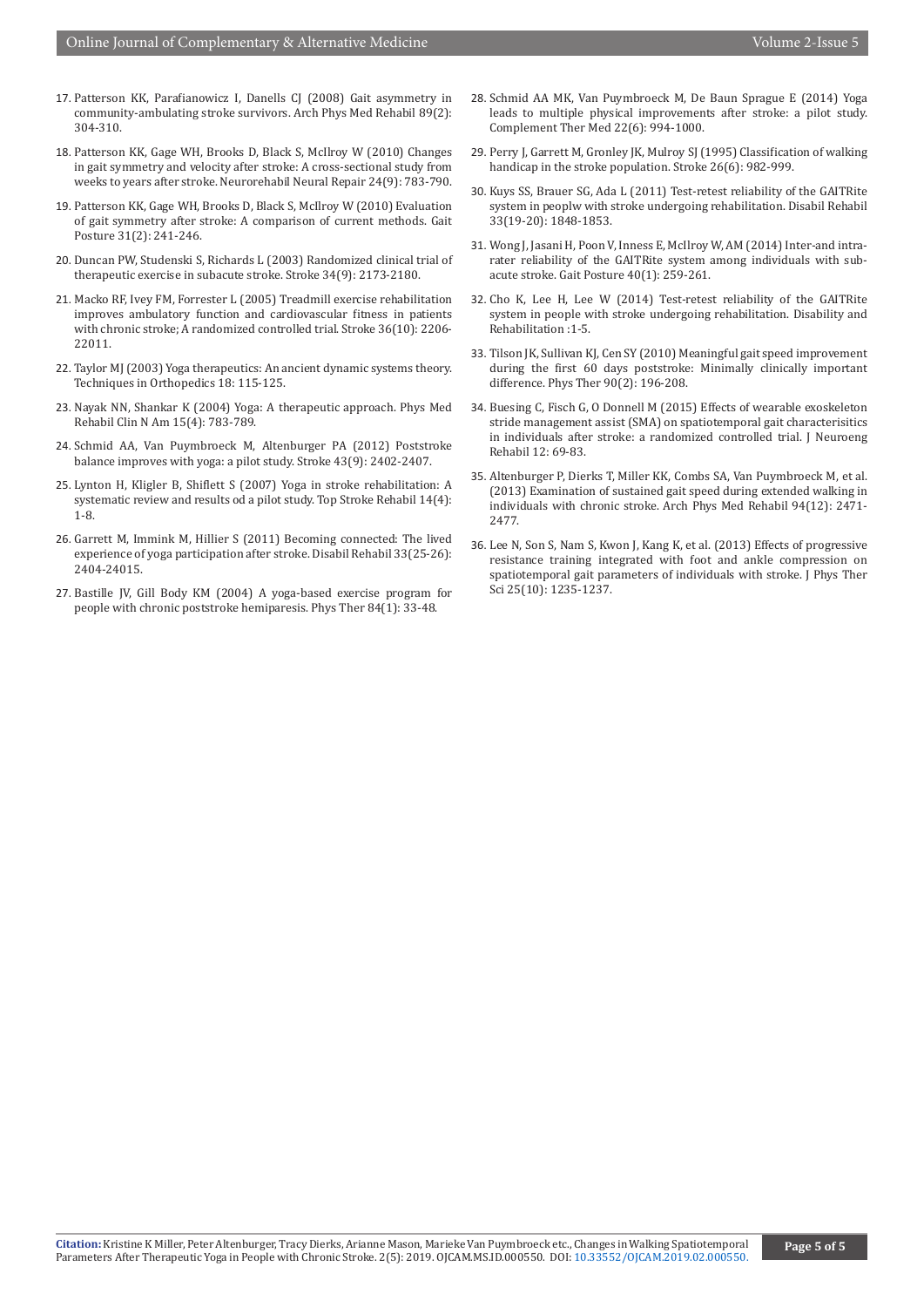17. Patterson KK, Parafianowicz I, Danells CJ (2008) Gait asymmetry in community-ambulating stroke survivors. Arch Phys Med Rehabil 89(2): 304-310.
18. Patterson KK, Gage WH, Brooks D, Black S, McIlroy W (2010) Changes in gait symmetry and velocity after stroke: A cross-sectional study from weeks to years after stroke. Neurorehabil Neural Repair 24(9): 783-790.
19. Patterson KK, Gage WH, Brooks D, Black S, McIlroy W (2010) Evaluation of gait symmetry after stroke: A comparison of current methods. Gait Posture 31(2): 241-246.
20. Duncan PW, Studenski S, Richards L (2003) Randomized clinical trial of therapeutic exercise in subacute stroke. Stroke 34(9): 2173-2180.
21. Macko RF, Ivey FM, Forrester L (2005) Treadmill exercise rehabilitation improves ambulatory function and cardiovascular fitness in patients with chronic stroke; A randomized controlled trial. Stroke 36(10): 2206-22011.
22. Taylor MJ (2003) Yoga therapeutics: An ancient dynamic systems theory. Techniques in Orthopedics 18: 115-125.
23. Nayak NN, Shankar K (2004) Yoga: A therapeutic approach. Phys Med Rehabil Clin N Am 15(4): 783-789.
24. Schmid AA, Van Puymbroeck M, Altenburger PA (2012) Poststroke balance improves with yoga: a pilot study. Stroke 43(9): 2402-2407.
25. Lynton H, Kligler B, Shiflett S (2007) Yoga in stroke rehabilitation: A systematic review and results od a pilot study. Top Stroke Rehabil 14(4): 1-8.
26. Garrett M, Immink M, Hillier S (2011) Becoming connected: The lived experience of yoga participation after stroke. Disabil Rehabil 33(25-26): 2404-24015.
27. Bastille JV, Gill Body KM (2004) A yoga-based exercise program for people with chronic poststroke hemiparesis. Phys Ther 84(1): 33-48.
28. Schmid AA MK, Van Puymbroeck M, De Baun Sprague E (2014) Yoga leads to multiple physical improvements after stroke: a pilot study. Complement Ther Med 22(6): 994-1000.
29. Perry J, Garrett M, Gronley JK, Mulroy SJ (1995) Classification of walking handicap in the stroke population. Stroke 26(6): 982-999.
30. Kuys SS, Brauer SG, Ada L (2011) Test-retest reliability of the GAITRite system in peoplw with stroke undergoing rehabilitation. Disabil Rehabil 33(19-20): 1848-1853.
31. Wong J, Jasani H, Poon V, Inness E, McIlroy W, AM (2014) Inter-and intra-rater reliability of the GAITRite system among individuals with sub-acute stroke. Gait Posture 40(1): 259-261.
32. Cho K, Lee H, Lee W (2014) Test-retest reliability of the GAITRite system in people with stroke undergoing rehabilitation. Disability and Rehabilitation :1-5.
33. Tilson JK, Sullivan KJ, Cen SY (2010) Meaningful gait speed improvement during the first 60 days poststroke: Minimally clinically important difference. Phys Ther 90(2): 196-208.
34. Buesing C, Fisch G, O Donnell M (2015) Effects of wearable exoskeleton stride management assist (SMA) on spatiotemporal gait characterisitics in individuals after stroke: a randomized controlled trial. J Neuroeng Rehabil 12: 69-83.
35. Altenburger P, Dierks T, Miller KK, Combs SA, Van Puymbroeck M, et al. (2013) Examination of sustained gait speed during extended walking in individuals with chronic stroke. Arch Phys Med Rehabil 94(12): 2471-2477.
36. Lee N, Son S, Nam S, Kwon J, Kang K, et al. (2013) Effects of progressive resistance training integrated with foot and ankle compression on spatiotemporal gait parameters of individuals with stroke. J Phys Ther Sci 25(10): 1235-1237.